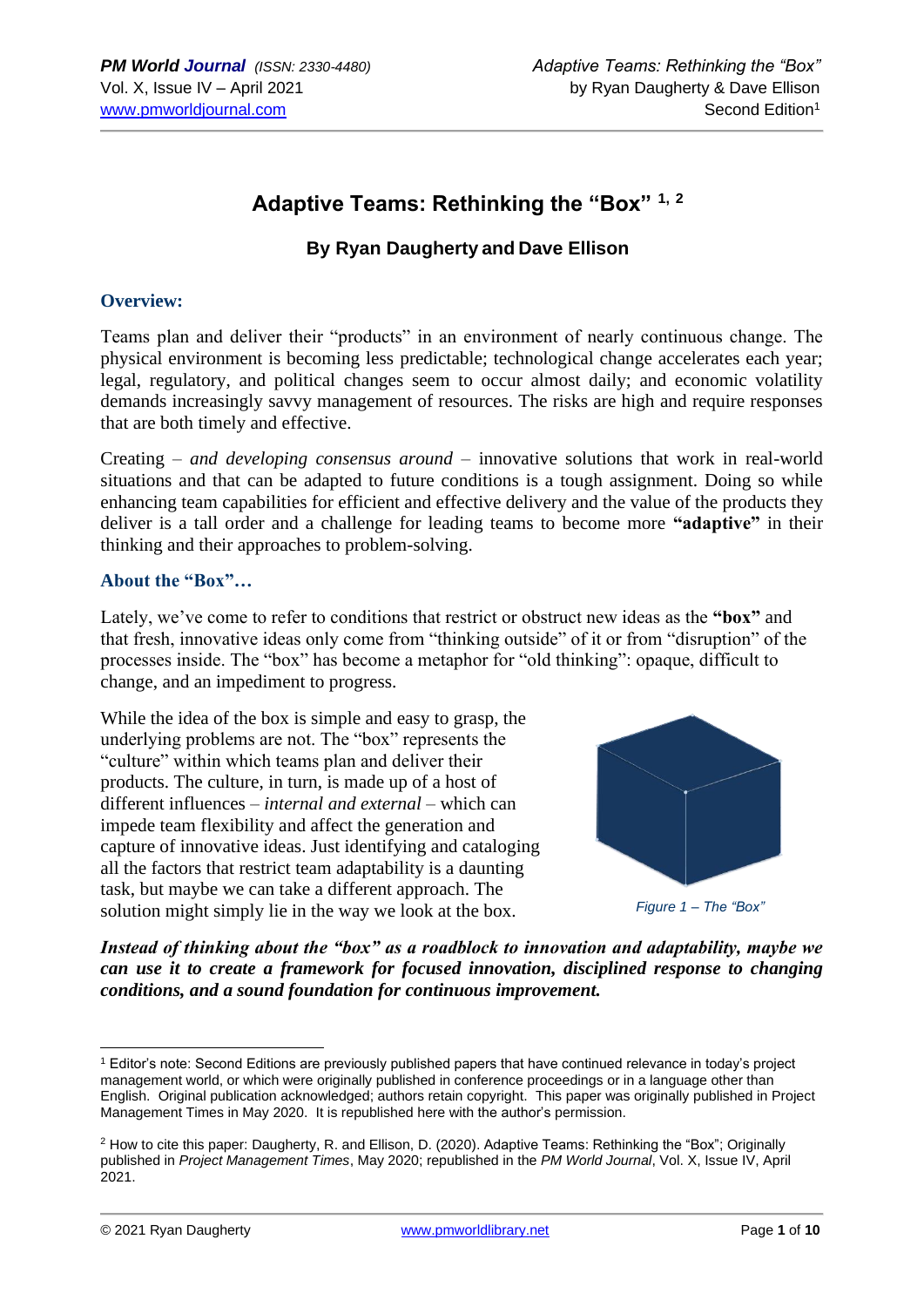# Adaptive Teams: Rethinking the "Box" [1, 2]

### By Ryan Daugherty and Dave Ellison

## Overview:

Teams plan and deliver their "products" in an environment of nearly continuous change. The physical environment is becoming less predictable; technological change accelerates each year; legal, regulatory, and political changes seem to occur almost daily; and economic volatility demands increasingly savvy management of resources. The risks are high and require responses that are both timely and effective.

Creating – *and developing consensus around* – innovative solutions that work in real-world situations and that can be adapted to future conditions is a tough assignment. Doing so while enhancing team capabilities for efficient and effective delivery and the value of the products they deliver is a tall order and a challenge for leading teams to become more **"adaptive"** in their thinking and their approaches to problem-solving.

## About the "Box"…

Lately, we've come to refer to conditions that restrict or obstruct new ideas as the **"box"** and that fresh, innovative ideas only come from "thinking outside" of it or from "disruption" of the processes inside. The "box" has become a metaphor for "old thinking": opaque, difficult to change, and an impediment to progress.

While the idea of the box is simple and easy to grasp, the underlying problems are not. The "box" represents the "culture" within which teams plan and deliver their products. The culture, in turn, is made up of a host of different influences – *internal and external* – which can impede team flexibility and affect the generation and capture of innovative ideas. Just identifying and cataloging all the factors that restrict team adaptability is a daunting task, but maybe we can take a different approach. The solution might simply lie in the way we look at the box.

*Figure 1 – The "Box"*

***Instead of thinking about the "box" as a roadblock to innovation and adaptability, maybe we can use it to create a framework for focused innovation, disciplined response to changing conditions, and a sound foundation for continuous improvement.***

---

[1] Editor's note: Second Editions are previously published papers that have continued relevance in today's project management world, or which were originally published in conference proceedings or in a language other than English. Original publication acknowledged; authors retain copyright. This paper was originally published in Project Management Times in May 2020. It is republished here with the author's permission.

[2] How to cite this paper: Daugherty, R. and Ellison, D. (2020). Adaptive Teams: Rethinking the "Box"; Originally published in *Project Management Times*, May 2020; republished in the *PM World Journal*, Vol. X, Issue IV, April 2021.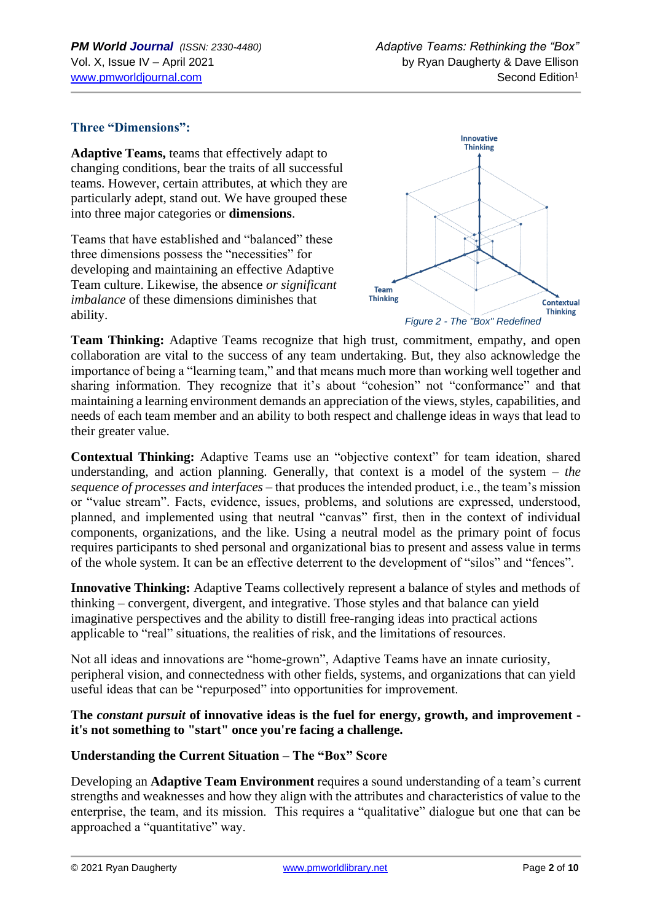### Three "Dimensions":

**Adaptive Teams,** teams that effectively adapt to changing conditions, bear the traits of all successful teams. However, certain attributes, at which they are particularly adept, stand out. We have grouped these into three major categories or **dimensions**.

Teams that have established and "balanced" these three dimensions possess the "necessities" for developing and maintaining an effective Adaptive Team culture. Likewise, the absence *or significant imbalance* of these dimensions diminishes that ability.

Figure 2 - The "Box" Redefined

**Team Thinking:** Adaptive Teams recognize that high trust, commitment, empathy, and open collaboration are vital to the success of any team undertaking. But, they also acknowledge the importance of being a "learning team," and that means much more than working well together and sharing information. They recognize that it's about "cohesion" not "conformance" and that maintaining a learning environment demands an appreciation of the views, styles, capabilities, and needs of each team member and an ability to both respect and challenge ideas in ways that lead to their greater value.

**Contextual Thinking:** Adaptive Teams use an "objective context" for team ideation, shared understanding, and action planning. Generally, that context is a model of the system – *the sequence of processes and interfaces* – that produces the intended product, i.e., the team's mission or "value stream". Facts, evidence, issues, problems, and solutions are expressed, understood, planned, and implemented using that neutral "canvas" first, then in the context of individual components, organizations, and the like. Using a neutral model as the primary point of focus requires participants to shed personal and organizational bias to present and assess value in terms of the whole system. It can be an effective deterrent to the development of "silos" and "fences".

**Innovative Thinking:** Adaptive Teams collectively represent a balance of styles and methods of thinking – convergent, divergent, and integrative. Those styles and that balance can yield imaginative perspectives and the ability to distill free-ranging ideas into practical actions applicable to "real" situations, the realities of risk, and the limitations of resources.

Not all ideas and innovations are "home-grown", Adaptive Teams have an innate curiosity, peripheral vision, and connectedness with other fields, systems, and organizations that can yield useful ideas that can be "repurposed" into opportunities for improvement.

**The *constant pursuit* of innovative ideas is the fuel for energy, growth, and improvement - it's not something to "start" once you're facing a challenge.**

### Understanding the Current Situation – The "Box" Score

Developing an **Adaptive Team Environment** requires a sound understanding of a team's current strengths and weaknesses and how they align with the attributes and characteristics of value to the enterprise, the team, and its mission. This requires a "qualitative" dialogue but one that can be approached a "quantitative" way.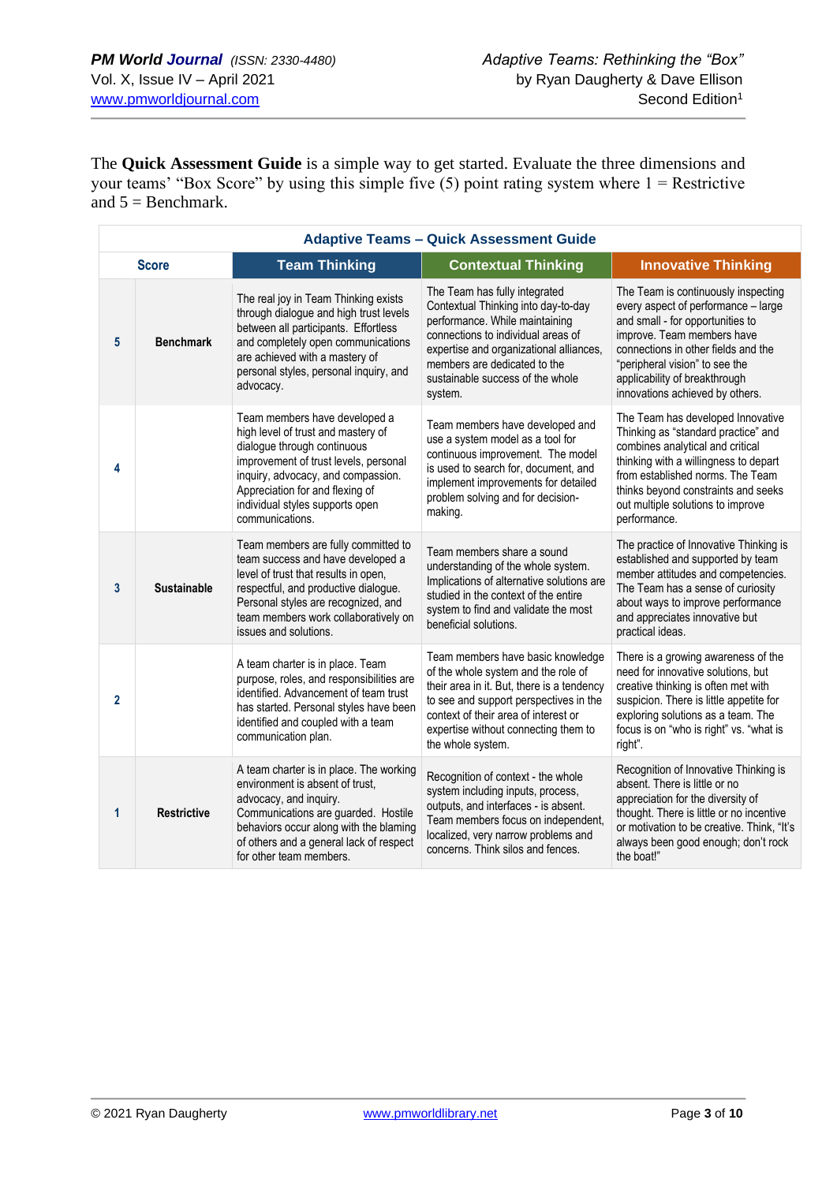The **Quick Assessment Guide** is a simple way to get started. Evaluate the three dimensions and your teams' "Box Score" by using this simple five (5) point rating system where 1 = Restrictive and 5 = Benchmark.

| Adaptive Teams – Quick Assessment Guide | | | | |
|---|---|---|---|---|
| **Score** | | **Team Thinking** | **Contextual Thinking** | **Innovative Thinking** |
| **5** | **Benchmark** | The real joy in Team Thinking exists through dialogue and high trust levels between all participants. Effortless and completely open communications are achieved with a mastery of personal styles, personal inquiry, and advocacy. | The Team has fully integrated Contextual Thinking into day-to-day performance. While maintaining connections to individual areas of expertise and organizational alliances, members are dedicated to the sustainable success of the whole system. | The Team is continuously inspecting every aspect of performance – large and small - for opportunities to improve. Team members have connections in other fields and the "peripheral vision" to see the applicability of breakthrough innovations achieved by others. |
| **4** | | Team members have developed a high level of trust and mastery of dialogue through continuous improvement of trust levels, personal inquiry, advocacy, and compassion. Appreciation for and flexing of individual styles supports open communications. | Team members have developed and use a system model as a tool for continuous improvement. The model is used to search for, document, and implement improvements for detailed problem solving and for decision-making. | The Team has developed Innovative Thinking as "standard practice" and combines analytical and critical thinking with a willingness to depart from established norms. The Team thinks beyond constraints and seeks out multiple solutions to improve performance. |
| **3** | **Sustainable** | Team members are fully committed to team success and have developed a level of trust that results in open, respectful, and productive dialogue. Personal styles are recognized, and team members work collaboratively on issues and solutions. | Team members share a sound understanding of the whole system. Implications of alternative solutions are studied in the context of the entire system to find and validate the most beneficial solutions. | The practice of Innovative Thinking is established and supported by team member attitudes and competencies. The Team has a sense of curiosity about ways to improve performance and appreciates innovative but practical ideas. |
| **2** | | A team charter is in place. Team purpose, roles, and responsibilities are identified. Advancement of team trust has started. Personal styles have been identified and coupled with a team communication plan. | Team members have basic knowledge of the whole system and the role of their area in it. But, there is a tendency to see and support perspectives in the context of their area of interest or expertise without connecting them to the whole system. | There is a growing awareness of the need for innovative solutions, but creative thinking is often met with suspicion. There is little appetite for exploring solutions as a team. The focus is on "who is right" vs. "what is right". |
| **1** | **Restrictive** | A team charter is in place. The working environment is absent of trust, advocacy, and inquiry. Communications are guarded. Hostile behaviors occur along with the blaming of others and a general lack of respect for other team members. | Recognition of context - the whole system including inputs, process, outputs, and interfaces - is absent. Team members focus on independent, localized, very narrow problems and concerns. Think silos and fences. | Recognition of Innovative Thinking is absent. There is little or no appreciation for the diversity of thought. There is little or no incentive or motivation to be creative. Think, "It's always been good enough; don't rock the boat!" |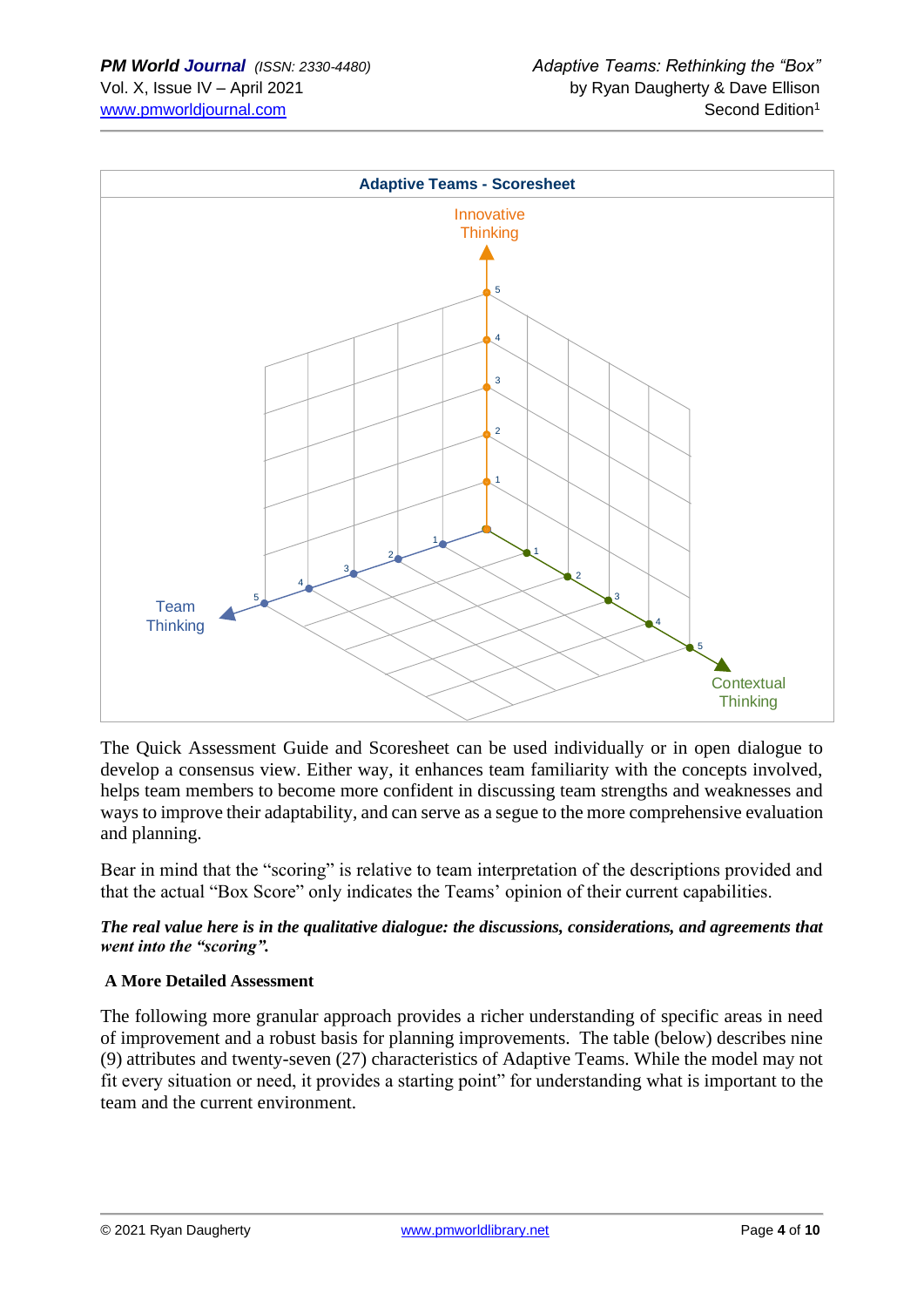**Adaptive Teams - Scoresheet**

Innovative Thinking

Team Thinking

Contextual Thinking

The Quick Assessment Guide and Scoresheet can be used individually or in open dialogue to develop a consensus view. Either way, it enhances team familiarity with the concepts involved, helps team members to become more confident in discussing team strengths and weaknesses and ways to improve their adaptability, and can serve as a segue to the more comprehensive evaluation and planning.

Bear in mind that the "scoring" is relative to team interpretation of the descriptions provided and that the actual "Box Score" only indicates the Teams' opinion of their current capabilities.

***The real value here is in the qualitative dialogue: the discussions, considerations, and agreements that went into the "scoring".***

**A More Detailed Assessment**

The following more granular approach provides a richer understanding of specific areas in need of improvement and a robust basis for planning improvements. The table (below) describes nine (9) attributes and twenty-seven (27) characteristics of Adaptive Teams. While the model may not fit every situation or need, it provides a starting point" for understanding what is important to the team and the current environment.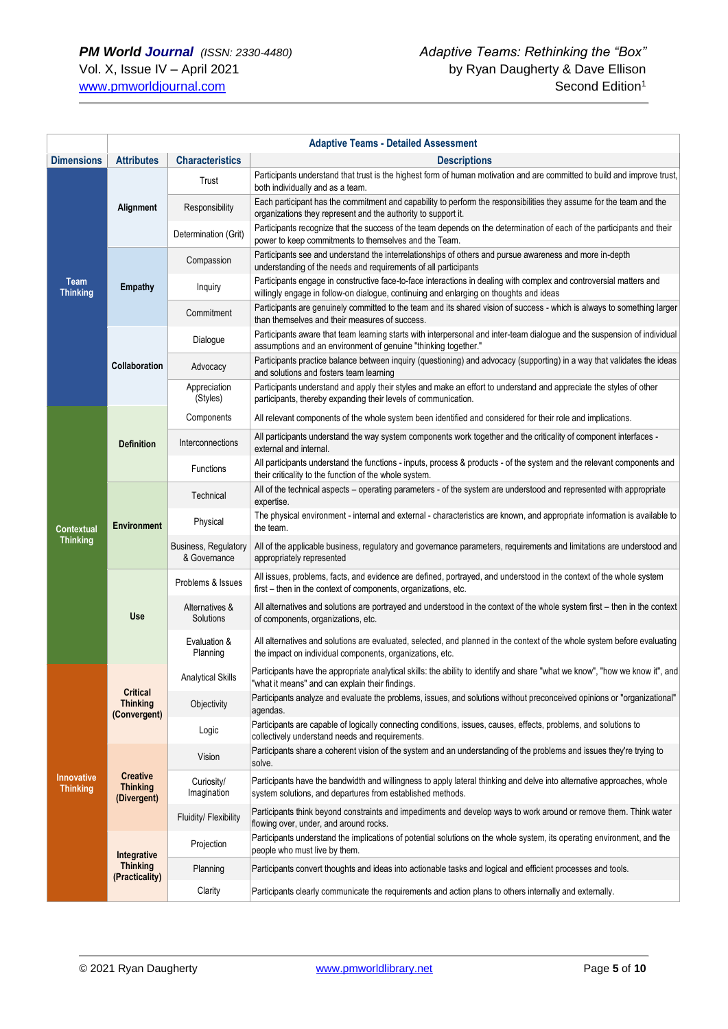| Adaptive Teams - Detailed Assessment | | | |
|---|---|---|---|
| **Dimensions** | **Attributes** | **Characteristics** | **Descriptions** |
| Team Thinking | Alignment | Trust | Participants understand that trust is the highest form of human motivation and are committed to build and improve trust, both individually and as a team. |
| | | Responsibility | Each participant has the commitment and capability to perform the responsibilities they assume for the team and the organizations they represent and the authority to support it. |
| | | Determination (Grit) | Participants recognize that the success of the team depends on the determination of each of the participants and their power to keep commitments to themselves and the Team. |
| | Empathy | Compassion | Participants see and understand the interrelationships of others and pursue awareness and more in-depth understanding of the needs and requirements of all participants |
| | | Inquiry | Participants engage in constructive face-to-face interactions in dealing with complex and controversial matters and willingly engage in follow-on dialogue, continuing and enlarging on thoughts and ideas |
| | | Commitment | Participants are genuinely committed to the team and its shared vision of success - which is always to something larger than themselves and their measures of success. |
| | Collaboration | Dialogue | Participants aware that team learning starts with interpersonal and inter-team dialogue and the suspension of individual assumptions and an environment of genuine "thinking together." |
| | | Advocacy | Participants practice balance between inquiry (questioning) and advocacy (supporting) in a way that validates the ideas and solutions and fosters team learning |
| | | Appreciation (Styles) | Participants understand and apply their styles and make an effort to understand and appreciate the styles of other participants, thereby expanding their levels of communication. |
| Contextual Thinking | Definition | Components | All relevant components of the whole system been identified and considered for their role and implications. |
| | | Interconnections | All participants understand the way system components work together and the criticality of component interfaces - external and internal. |
| | | Functions | All participants understand the functions - inputs, process & products - of the system and the relevant components and their criticality to the function of the whole system. |
| | Environment | Technical | All of the technical aspects – operating parameters - of the system are understood and represented with appropriate expertise. |
| | | Physical | The physical environment - internal and external - characteristics are known, and appropriate information is available to the team. |
| | | Business, Regulatory & Governance | All of the applicable business, regulatory and governance parameters, requirements and limitations are understood and appropriately represented |
| | Use | Problems & Issues | All issues, problems, facts, and evidence are defined, portrayed, and understood in the context of the whole system first – then in the context of components, organizations, etc. |
| | | Alternatives & Solutions | All alternatives and solutions are portrayed and understood in the context of the whole system first – then in the context of components, organizations, etc. |
| | | Evaluation & Planning | All alternatives and solutions are evaluated, selected, and planned in the context of the whole system before evaluating the impact on individual components, organizations, etc. |
| Innovative Thinking | Critical Thinking (Convergent) | Analytical Skills | Participants have the appropriate analytical skills: the ability to identify and share "what we know", "how we know it", and "what it means" and can explain their findings. |
| | | Objectivity | Participants analyze and evaluate the problems, issues, and solutions without preconceived opinions or "organizational" agendas. |
| | | Logic | Participants are capable of logically connecting conditions, issues, causes, effects, problems, and solutions to collectively understand needs and requirements. |
| | Creative Thinking (Divergent) | Vision | Participants share a coherent vision of the system and an understanding of the problems and issues they're trying to solve. |
| | | Curiosity/ Imagination | Participants have the bandwidth and willingness to apply lateral thinking and delve into alternative approaches, whole system solutions, and departures from established methods. |
| | | Fluidity/ Flexibility | Participants think beyond constraints and impediments and develop ways to work around or remove them. Think water flowing over, under, and around rocks. |
| | Integrative Thinking (Practicality) | Projection | Participants understand the implications of potential solutions on the whole system, its operating environment, and the people who must live by them. |
| | | Planning | Participants convert thoughts and ideas into actionable tasks and logical and efficient processes and tools. |
| | | Clarity | Participants clearly communicate the requirements and action plans to others internally and externally. |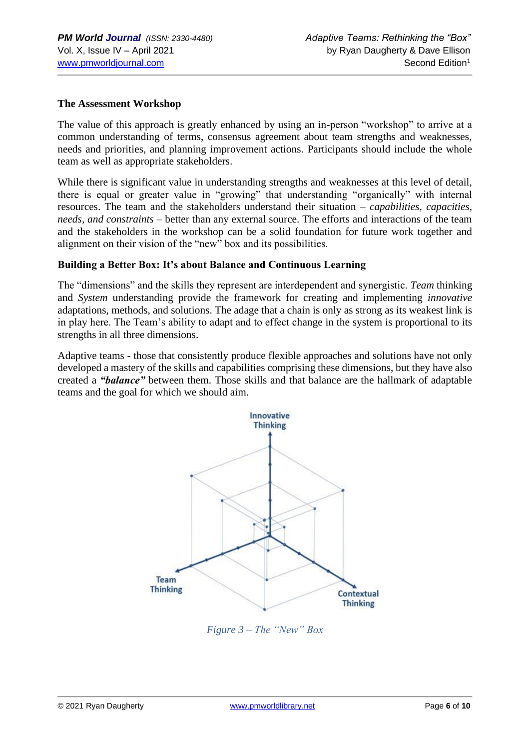**The Assessment Workshop**

The value of this approach is greatly enhanced by using an in-person "workshop" to arrive at a common understanding of terms, consensus agreement about team strengths and weaknesses, needs and priorities, and planning improvement actions. Participants should include the whole team as well as appropriate stakeholders.

While there is significant value in understanding strengths and weaknesses at this level of detail, there is equal or greater value in "growing" that understanding "organically" with internal resources. The team and the stakeholders understand their situation – *capabilities, capacities, needs, and constraints* – better than any external source. The efforts and interactions of the team and the stakeholders in the workshop can be a solid foundation for future work together and alignment on their vision of the "new" box and its possibilities.

**Building a Better Box: It's about Balance and Continuous Learning**

The "dimensions" and the skills they represent are interdependent and synergistic. *Team* thinking and *System* understanding provide the framework for creating and implementing *innovative* adaptations, methods, and solutions. The adage that a chain is only as strong as its weakest link is in play here. The Team's ability to adapt and to effect change in the system is proportional to its strengths in all three dimensions.

Adaptive teams - those that consistently produce flexible approaches and solutions have not only developed a mastery of the skills and capabilities comprising these dimensions, but they have also created a ***"balance"*** between them. Those skills and that balance are the hallmark of adaptable teams and the goal for which we should aim.

*Figure 3 – The "New" Box*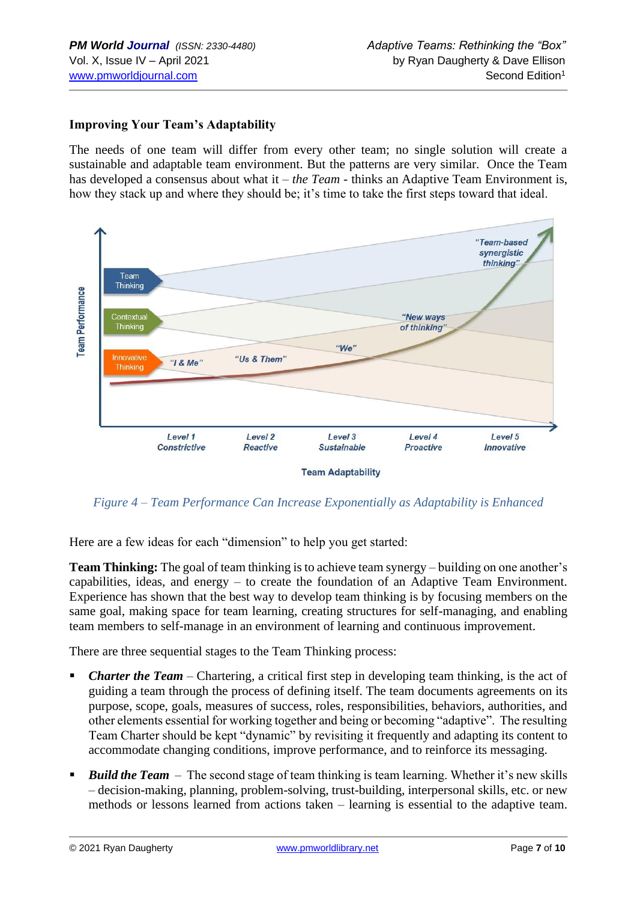**Improving Your Team's Adaptability**

The needs of one team will differ from every other team; no single solution will create a sustainable and adaptable team environment. But the patterns are very similar. Once the Team has developed a consensus about what it – *the Team* - thinks an Adaptive Team Environment is, how they stack up and where they should be; it's time to take the first steps toward that ideal.

*Figure 4 – Team Performance Can Increase Exponentially as Adaptability is Enhanced*

Here are a few ideas for each "dimension" to help you get started:

**Team Thinking:** The goal of team thinking is to achieve team synergy – building on one another's capabilities, ideas, and energy – to create the foundation of an Adaptive Team Environment. Experience has shown that the best way to develop team thinking is by focusing members on the same goal, making space for team learning, creating structures for self-managing, and enabling team members to self-manage in an environment of learning and continuous improvement.

There are three sequential stages to the Team Thinking process:

- ***Charter the Team*** – Chartering, a critical first step in developing team thinking, is the act of guiding a team through the process of defining itself. The team documents agreements on its purpose, scope, goals, measures of success, roles, responsibilities, behaviors, authorities, and other elements essential for working together and being or becoming "adaptive". The resulting Team Charter should be kept "dynamic" by revisiting it frequently and adapting its content to accommodate changing conditions, improve performance, and to reinforce its messaging.
- ***Build the Team*** – The second stage of team thinking is team learning. Whether it's new skills – decision-making, planning, problem-solving, trust-building, interpersonal skills, etc. or new methods or lessons learned from actions taken – learning is essential to the adaptive team.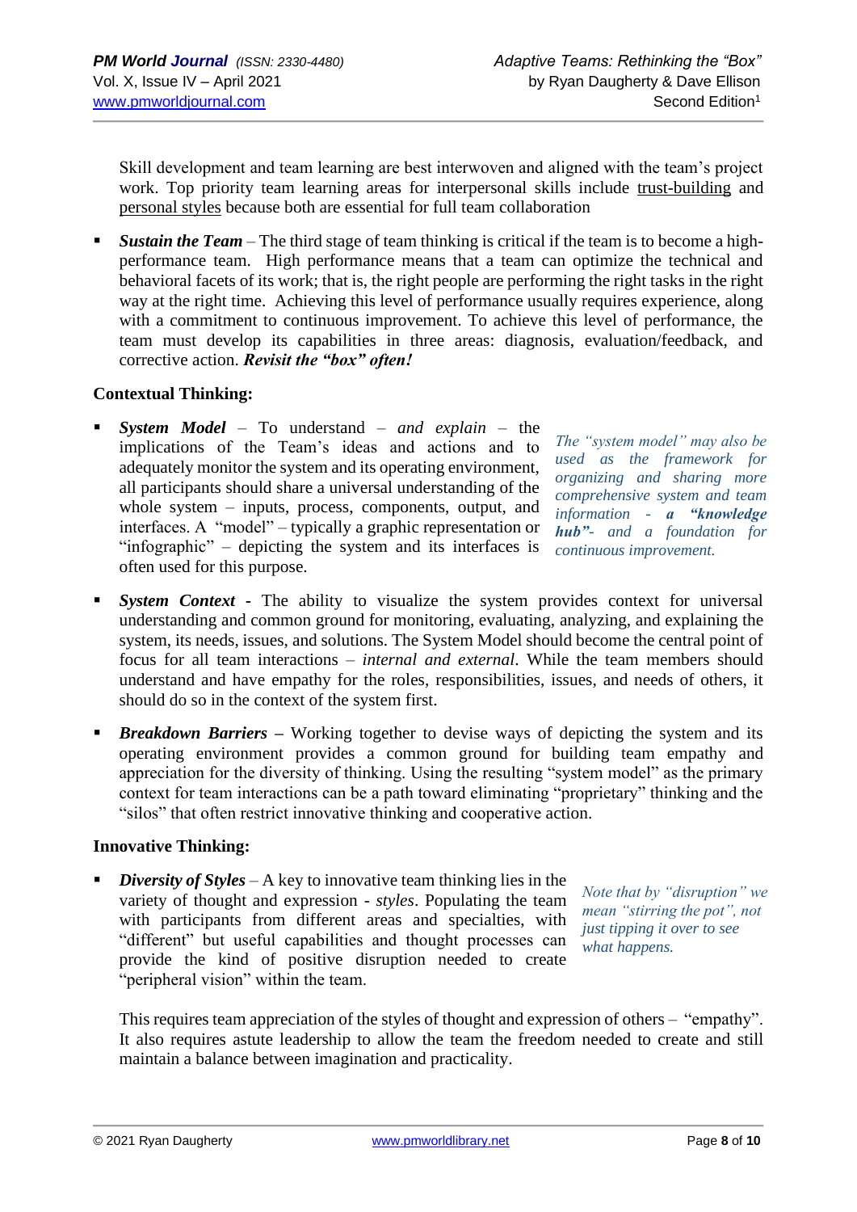Skill development and team learning are best interwoven and aligned with the team's project work. Top priority team learning areas for interpersonal skills include trust-building and personal styles because both are essential for full team collaboration

- ***Sustain the Team*** – The third stage of team thinking is critical if the team is to become a high-performance team. High performance means that a team can optimize the technical and behavioral facets of its work; that is, the right people are performing the right tasks in the right way at the right time. Achieving this level of performance usually requires experience, along with a commitment to continuous improvement. To achieve this level of performance, the team must develop its capabilities in three areas: diagnosis, evaluation/feedback, and corrective action. ***Revisit the "box" often!***

**Contextual Thinking:**

- ***System Model*** – To understand – *and explain* – the implications of the Team's ideas and actions and to adequately monitor the system and its operating environment, all participants should share a universal understanding of the whole system – inputs, process, components, output, and interfaces. A "model" – typically a graphic representation or "infographic" – depicting the system and its interfaces is often used for this purpose.

*The "system model" may also be used as the framework for organizing and sharing more comprehensive system and team information - **a "knowledge hub"**- and a foundation for continuous improvement.*

- ***System Context*** - The ability to visualize the system provides context for universal understanding and common ground for monitoring, evaluating, analyzing, and explaining the system, its needs, issues, and solutions. The System Model should become the central point of focus for all team interactions – *internal and external*. While the team members should understand and have empathy for the roles, responsibilities, issues, and needs of others, it should do so in the context of the system first.

- ***Breakdown Barriers*** **–** Working together to devise ways of depicting the system and its operating environment provides a common ground for building team empathy and appreciation for the diversity of thinking. Using the resulting "system model" as the primary context for team interactions can be a path toward eliminating "proprietary" thinking and the "silos" that often restrict innovative thinking and cooperative action.

**Innovative Thinking:**

- ***Diversity of Styles*** – A key to innovative team thinking lies in the variety of thought and expression - *styles*. Populating the team with participants from different areas and specialties, with "different" but useful capabilities and thought processes can provide the kind of positive disruption needed to create "peripheral vision" within the team.

  *Note that by "disruption" we mean "stirring the pot", not just tipping it over to see what happens.*

  This requires team appreciation of the styles of thought and expression of others – "empathy". It also requires astute leadership to allow the team the freedom needed to create and still maintain a balance between imagination and practicality.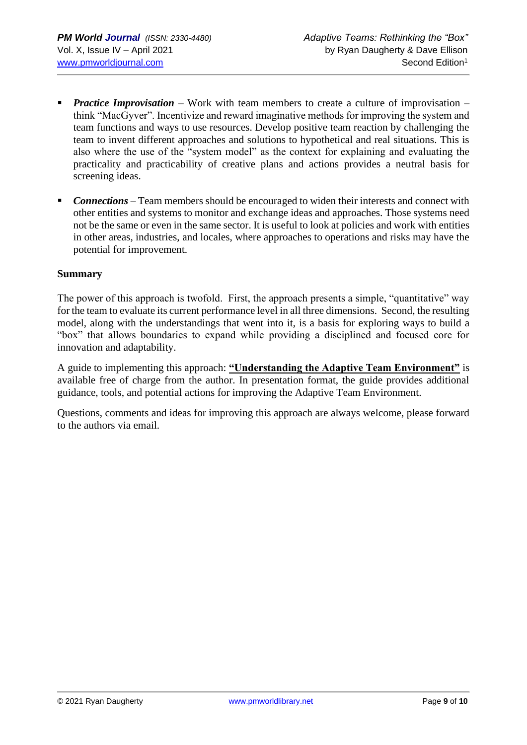- ***Practice Improvisation*** – Work with team members to create a culture of improvisation – think "MacGyver". Incentivize and reward imaginative methods for improving the system and team functions and ways to use resources. Develop positive team reaction by challenging the team to invent different approaches and solutions to hypothetical and real situations. This is also where the use of the "system model" as the context for explaining and evaluating the practicality and practicability of creative plans and actions provides a neutral basis for screening ideas.

- ***Connections*** – Team members should be encouraged to widen their interests and connect with other entities and systems to monitor and exchange ideas and approaches. Those systems need not be the same or even in the same sector. It is useful to look at policies and work with entities in other areas, industries, and locales, where approaches to operations and risks may have the potential for improvement.

**Summary**

The power of this approach is twofold. First, the approach presents a simple, "quantitative" way for the team to evaluate its current performance level in all three dimensions. Second, the resulting model, along with the understandings that went into it, is a basis for exploring ways to build a "box" that allows boundaries to expand while providing a disciplined and focused core for innovation and adaptability.

A guide to implementing this approach: **"Understanding the Adaptive Team Environment"** is available free of charge from the author. In presentation format, the guide provides additional guidance, tools, and potential actions for improving the Adaptive Team Environment.

Questions, comments and ideas for improving this approach are always welcome, please forward to the authors via email.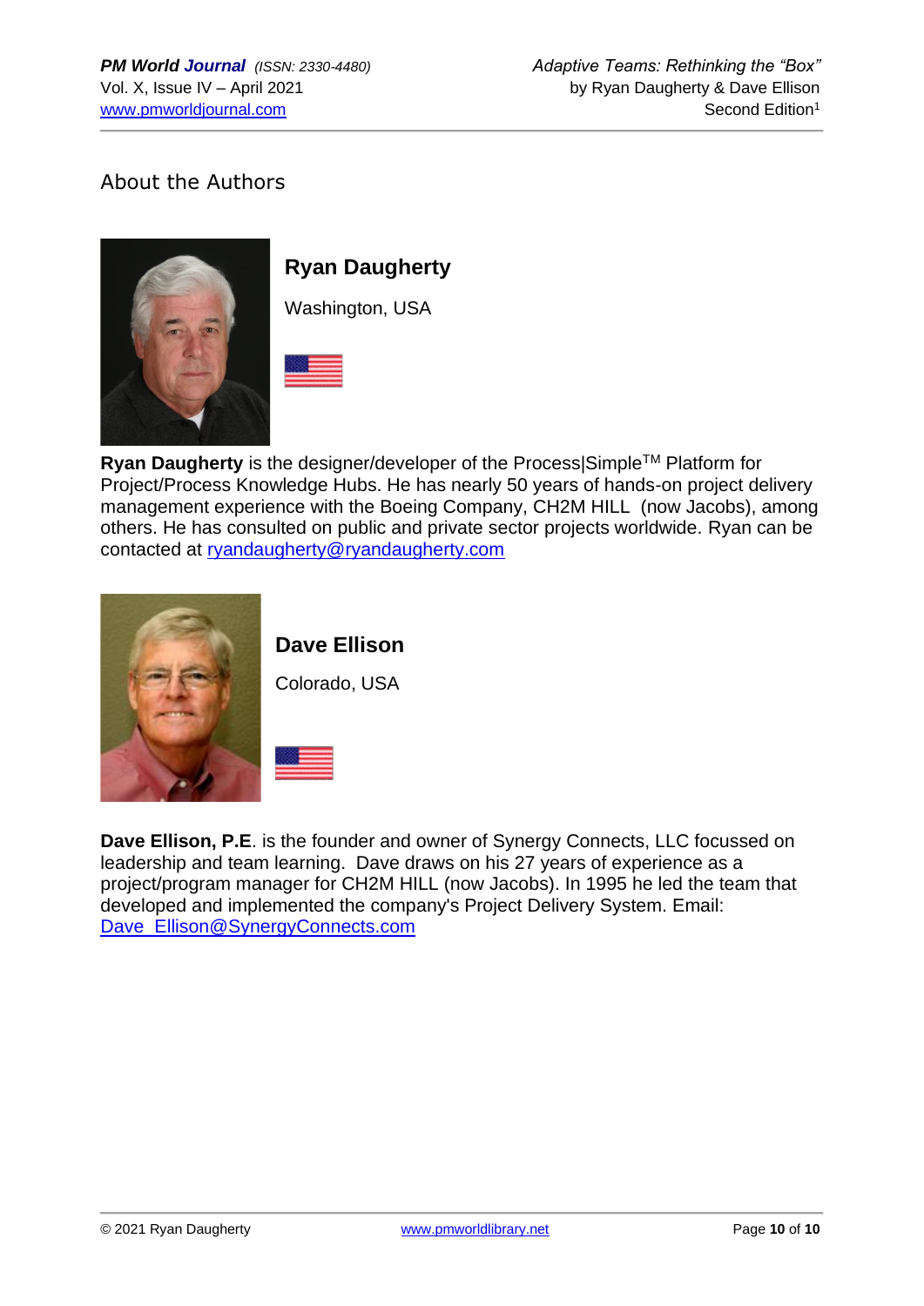## About the Authors

### Ryan Daugherty

Washington, USA

**Ryan Daugherty** is the designer/developer of the Process|Simple™ Platform for Project/Process Knowledge Hubs. He has nearly 50 years of hands-on project delivery management experience with the Boeing Company, CH2M HILL (now Jacobs), among others. He has consulted on public and private sector projects worldwide. Ryan can be contacted at ryandaugherty@ryandaugherty.com

### Dave Ellison

Colorado, USA

**Dave Ellison, P.E**. is the founder and owner of Synergy Connects, LLC focussed on leadership and team learning. Dave draws on his 27 years of experience as a project/program manager for CH2M HILL (now Jacobs). In 1995 he led the team that developed and implemented the company's Project Delivery System. Email: Dave_Ellison@SynergyConnects.com